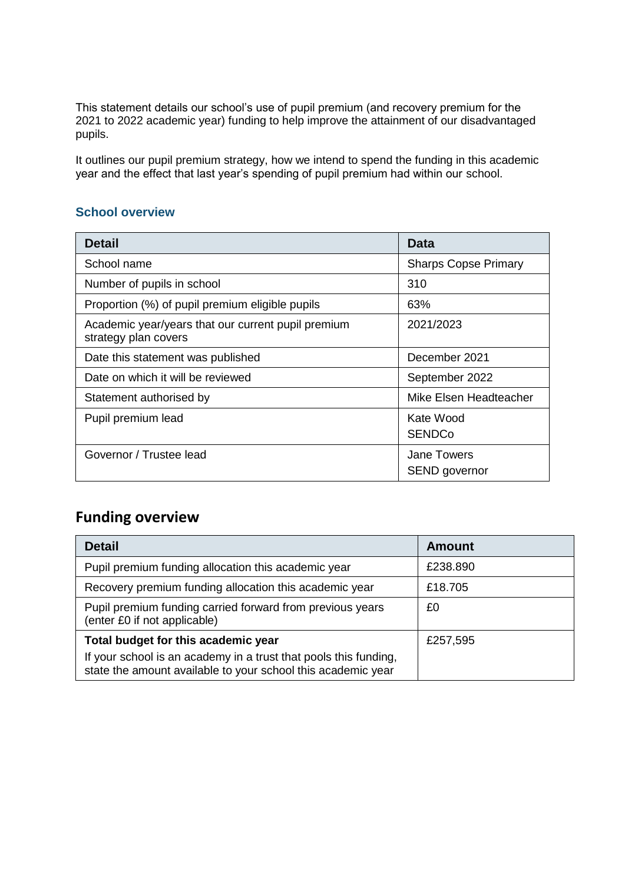This statement details our school's use of pupil premium (and recovery premium for the 2021 to 2022 academic year) funding to help improve the attainment of our disadvantaged pupils.

It outlines our pupil premium strategy, how we intend to spend the funding in this academic year and the effect that last year's spending of pupil premium had within our school.

### School overview

| Detail | Data |
|---|---|
| School name | Sharps Copse Primary |
| Number of pupils in school | 310 |
| Proportion (%) of pupil premium eligible pupils | 63% |
| Academic year/years that our current pupil premium strategy plan covers | 2021/2023 |
| Date this statement was published | December 2021 |
| Date on which it will be reviewed | September 2022 |
| Statement authorised by | Mike Elsen Headteacher |
| Pupil premium lead | Kate Wood SENDCo |
| Governor / Trustee lead | Jane Towers SEND governor |

## Funding overview

| Detail | Amount |
|---|---|
| Pupil premium funding allocation this academic year | £238.890 |
| Recovery premium funding allocation this academic year | £18.705 |
| Pupil premium funding carried forward from previous years (enter £0 if not applicable) | £0 |
| **Total budget for this academic year** If your school is an academy in a trust that pools this funding, state the amount available to your school this academic year | £257,595 |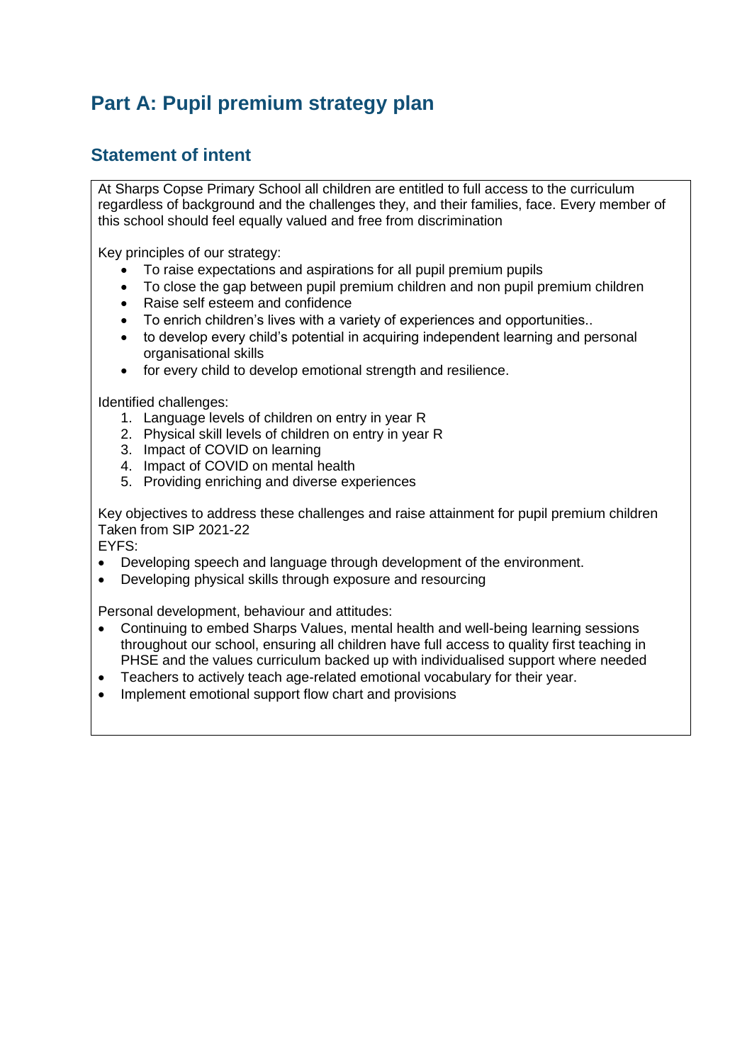# Part A: Pupil premium strategy plan

## Statement of intent

At Sharps Copse Primary School all children are entitled to full access to the curriculum regardless of background and the challenges they, and their families, face. Every member of this school should feel equally valued and free from discrimination

Key principles of our strategy:

- To raise expectations and aspirations for all pupil premium pupils
- To close the gap between pupil premium children and non pupil premium children
- Raise self esteem and confidence
- To enrich children's lives with a variety of experiences and opportunities..
- to develop every child's potential in acquiring independent learning and personal organisational skills
- for every child to develop emotional strength and resilience.

Identified challenges:

1. Language levels of children on entry in year R
2. Physical skill levels of children on entry in year R
3. Impact of COVID on learning
4. Impact of COVID on mental health
5. Providing enriching and diverse experiences

Key objectives to address these challenges and raise attainment for pupil premium children
Taken from SIP 2021-22
EYFS:

- Developing speech and language through development of the environment.
- Developing physical skills through exposure and resourcing

Personal development, behaviour and attitudes:

- Continuing to embed Sharps Values, mental health and well-being learning sessions throughout our school, ensuring all children have full access to quality first teaching in PHSE and the values curriculum backed up with individualised support where needed
- Teachers to actively teach age-related emotional vocabulary for their year.
- Implement emotional support flow chart and provisions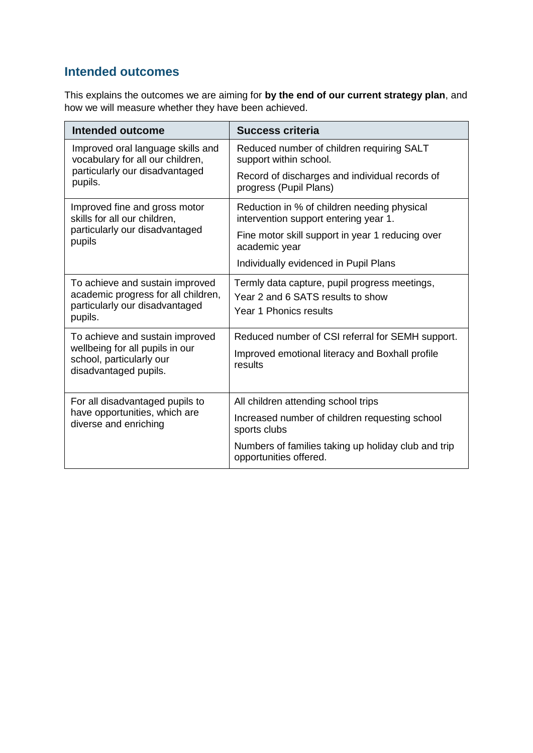## Intended outcomes

This explains the outcomes we are aiming for **by the end of our current strategy plan**, and how we will measure whether they have been achieved.

| Intended outcome | Success criteria |
| --- | --- |
| Improved oral language skills and vocabulary for all our children, particularly our disadvantaged pupils. | Reduced number of children requiring SALT support within school.<br>Record of discharges and individual records of progress (Pupil Plans) |
| Improved fine and gross motor skills for all our children, particularly our disadvantaged pupils | Reduction in % of children needing physical intervention support entering year 1.<br>Fine motor skill support in year 1 reducing over academic year<br>Individually evidenced in Pupil Plans |
| To achieve and sustain improved academic progress for all children, particularly our disadvantaged pupils. | Termly data capture, pupil progress meetings,<br>Year 2 and 6 SATS results to show<br>Year 1 Phonics results |
| To achieve and sustain improved wellbeing for all pupils in our school, particularly our disadvantaged pupils. | Reduced number of CSI referral for SEMH support.<br>Improved emotional literacy and Boxhall profile results |
| For all disadvantaged pupils to have opportunities, which are diverse and enriching | All children attending school trips<br>Increased number of children requesting school sports clubs<br>Numbers of families taking up holiday club and trip opportunities offered. |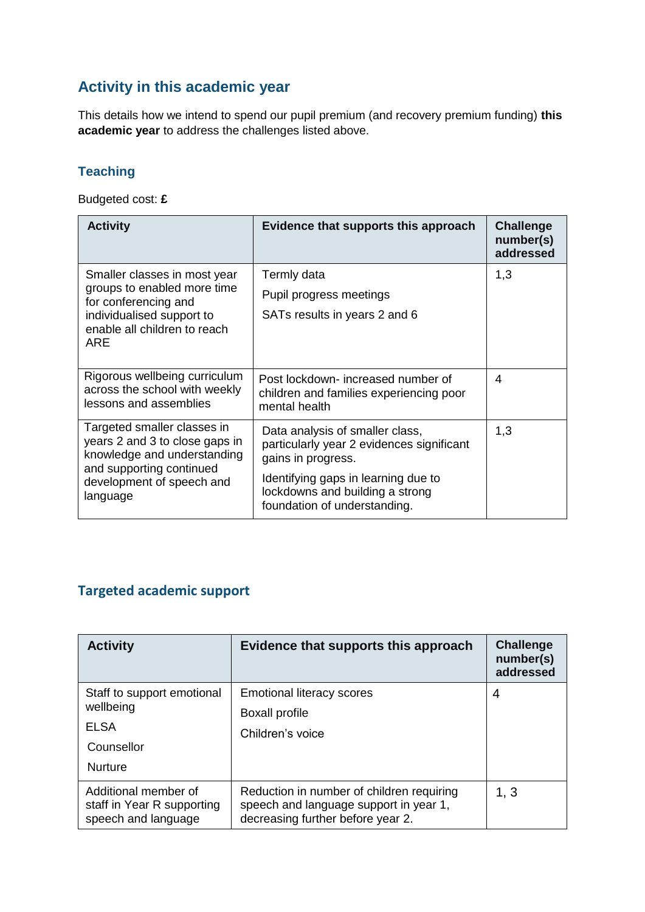## Activity in this academic year

This details how we intend to spend our pupil premium (and recovery premium funding) **this academic year** to address the challenges listed above.

### Teaching

Budgeted cost: **£**

| Activity | Evidence that supports this approach | Challenge number(s) addressed |
|---|---|---|
| Smaller classes in most year groups to enabled more time for conferencing and individualised support to enable all children to reach ARE | Termly data<br>Pupil progress meetings<br>SATs results in years 2 and 6 | 1,3 |
| Rigorous wellbeing curriculum across the school with weekly lessons and assemblies | Post lockdown- increased number of children and families experiencing poor mental health | 4 |
| Targeted smaller classes in years 2 and 3 to close gaps in knowledge and understanding and supporting continued development of speech and language | Data analysis of smaller class, particularly year 2 evidences significant gains in progress.<br>Identifying gaps in learning due to lockdowns and building a strong foundation of understanding. | 1,3 |

### Targeted academic support

| Activity | Evidence that supports this approach | Challenge number(s) addressed |
|---|---|---|
| Staff to support emotional wellbeing<br>ELSA<br>Counsellor<br>Nurture | Emotional literacy scores<br>Boxall profile<br>Children's voice | 4 |
| Additional member of staff in Year R supporting speech and language | Reduction in number of children requiring speech and language support in year 1, decreasing further before year 2. | 1, 3 |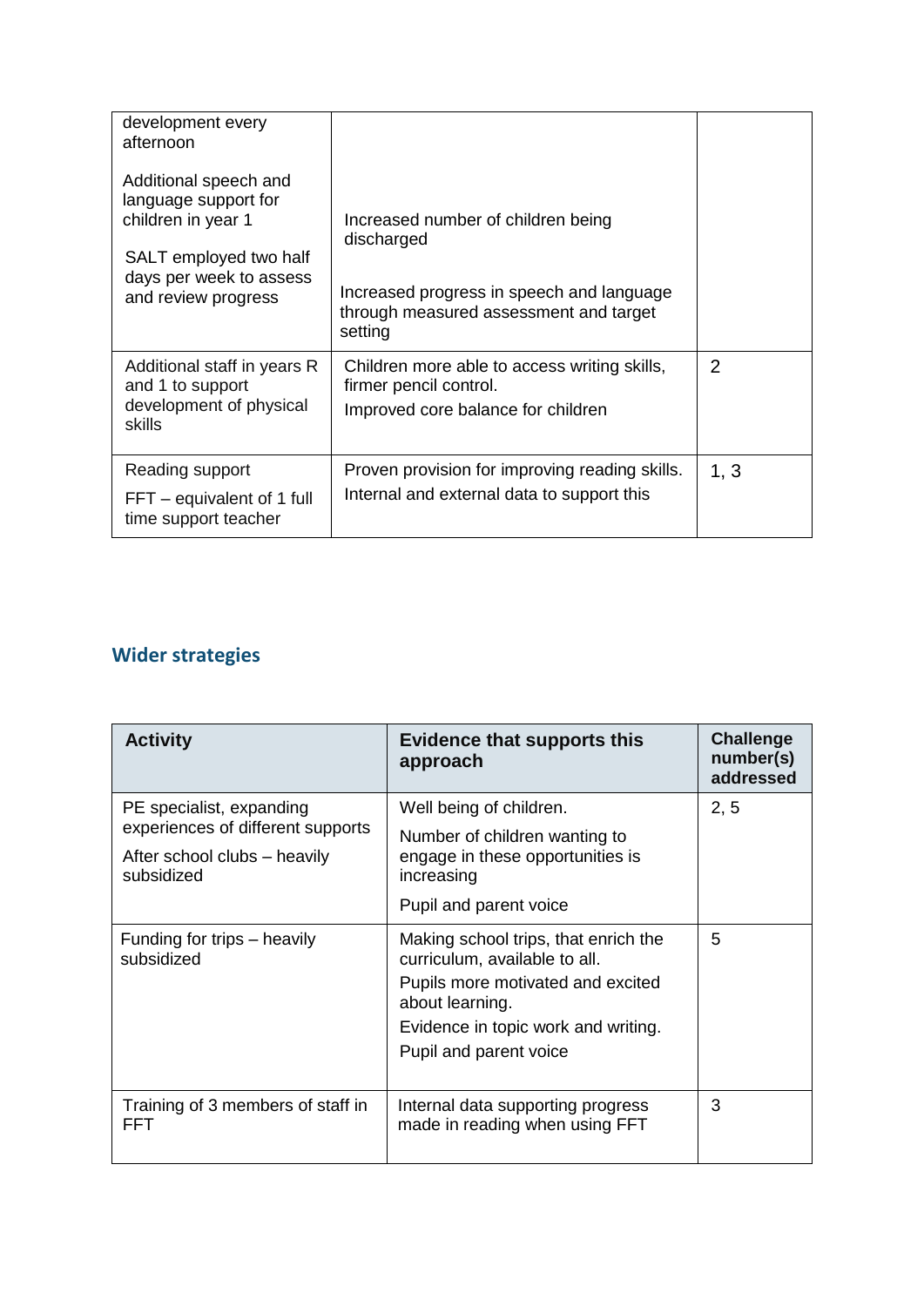| | | |
|---|---|---|
| development every afternoon<br><br>Additional speech and language support for children in year 1<br><br>SALT employed two half days per week to assess and review progress | Increased number of children being discharged<br><br>Increased progress in speech and language through measured assessment and target setting | |
| Additional staff in years R and 1 to support development of physical skills | Children more able to access writing skills, firmer pencil control.<br>Improved core balance for children | 2 |
| Reading support<br>FFT – equivalent of 1 full time support teacher | Proven provision for improving reading skills.<br>Internal and external data to support this | 1, 3 |

## Wider strategies

| Activity | Evidence that supports this approach | Challenge number(s) addressed |
|---|---|---|
| PE specialist, expanding experiences of different supports<br>After school clubs – heavily subsidized | Well being of children.<br>Number of children wanting to engage in these opportunities is increasing<br>Pupil and parent voice | 2, 5 |
| Funding for trips – heavily subsidized | Making school trips, that enrich the curriculum, available to all.<br>Pupils more motivated and excited about learning.<br>Evidence in topic work and writing.<br>Pupil and parent voice | 5 |
| Training of 3 members of staff in FFT | Internal data supporting progress made in reading when using FFT | 3 |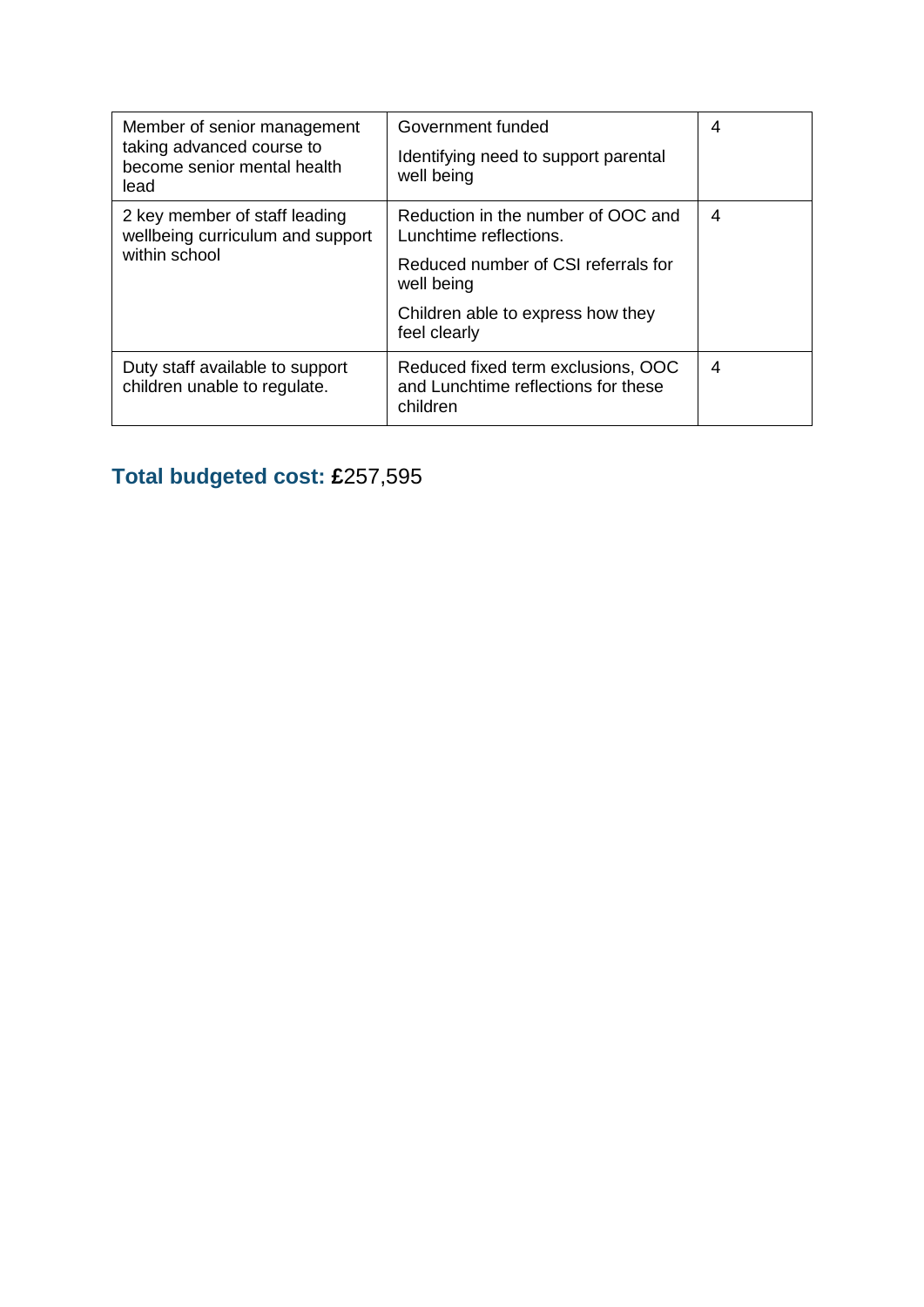| | | |
|---|---|---|
| Member of senior management taking advanced course to become senior mental health lead | Government funded<br><br>Identifying need to support parental well being | 4 |
| 2 key member of staff leading wellbeing curriculum and support within school | Reduction in the number of OOC and Lunchtime reflections.<br><br>Reduced number of CSI referrals for well being<br><br>Children able to express how they feel clearly | 4 |
| Duty staff available to support children unable to regulate. | Reduced fixed term exclusions, OOC and Lunchtime reflections for these children | 4 |

## Total budgeted cost: **£**257,595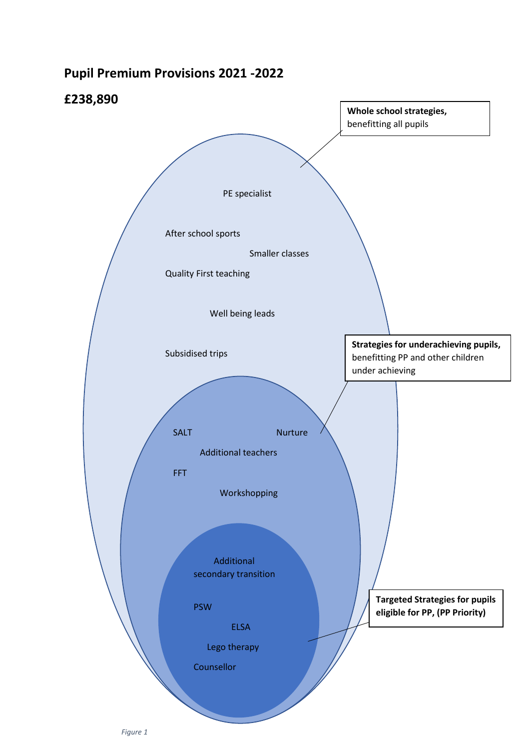## Pupil Premium Provisions 2021 -2022

## £238,890

**Whole school strategies,** benefitting all pupils

- PE specialist
- After school sports
- Smaller classes
- Quality First teaching
- Well being leads
- Subsidised trips

**Strategies for underachieving pupils,** benefitting PP and other children under achieving

- SALT
- Nurture
- Additional teachers
- FFT
- Workshopping

**Targeted Strategies for pupils eligible for PP, (PP Priority)**

- Additional secondary transition
- PSW
- ELSA
- Lego therapy
- Counsellor

*Figure 1*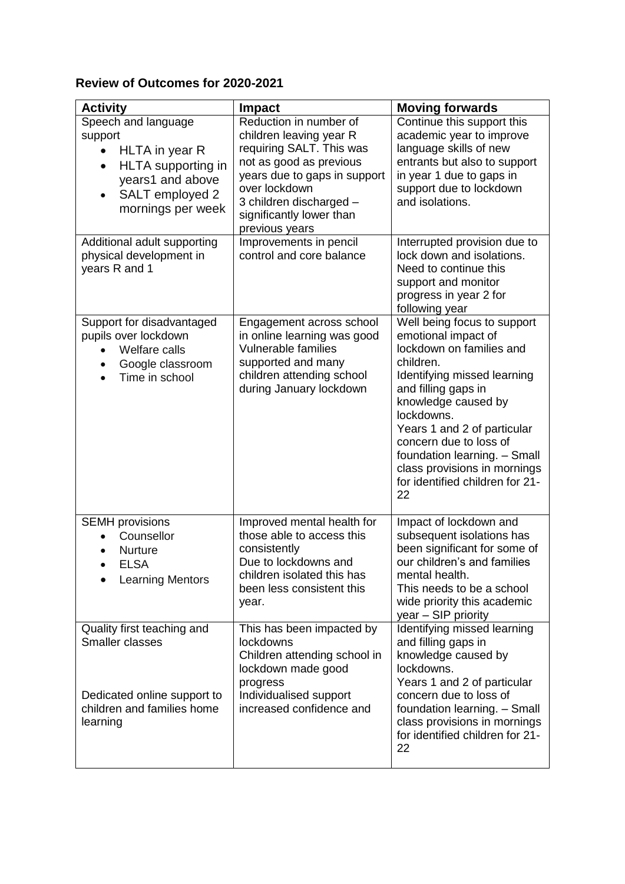### **Review of Outcomes for 2020-2021**

| Activity | Impact | Moving forwards |
|---|---|---|
| Speech and language support<br>• HLTA in year R<br>• HLTA supporting in years1 and above<br>• SALT employed 2 mornings per week | Reduction in number of children leaving year R requiring SALT. This was not as good as previous years due to gaps in support over lockdown<br>3 children discharged – significantly lower than previous years | Continue this support this academic year to improve language skills of new entrants but also to support in year 1 due to gaps in support due to lockdown and isolations. |
| Additional adult supporting physical development in years R and 1 | Improvements in pencil control and core balance | Interrupted provision due to lock down and isolations. Need to continue this support and monitor progress in year 2 for following year |
| Support for disadvantaged pupils over lockdown<br>• Welfare calls<br>• Google classroom<br>• Time in school | Engagement across school in online learning was good<br>Vulnerable families supported and many children attending school during January lockdown | Well being focus to support emotional impact of lockdown on families and children.<br>Identifying missed learning and filling gaps in knowledge caused by lockdowns.<br>Years 1 and 2 of particular concern due to loss of foundation learning. – Small class provisions in mornings for identified children for 21-22 |
| SEMH provisions<br>• Counsellor<br>• Nurture<br>• ELSA<br>• Learning Mentors | Improved mental health for those able to access this consistently<br>Due to lockdowns and children isolated this has been less consistent this year. | Impact of lockdown and subsequent isolations has been significant for some of our children's and families mental health.<br>This needs to be a school wide priority this academic year – SIP priority |
| Quality first teaching and Smaller classes<br><br>Dedicated online support to children and families home learning | This has been impacted by lockdowns<br>Children attending school in lockdown made good progress<br>Individualised support increased confidence and | Identifying missed learning and filling gaps in knowledge caused by lockdowns.<br>Years 1 and 2 of particular concern due to loss of foundation learning. – Small class provisions in mornings for identified children for 21-22 |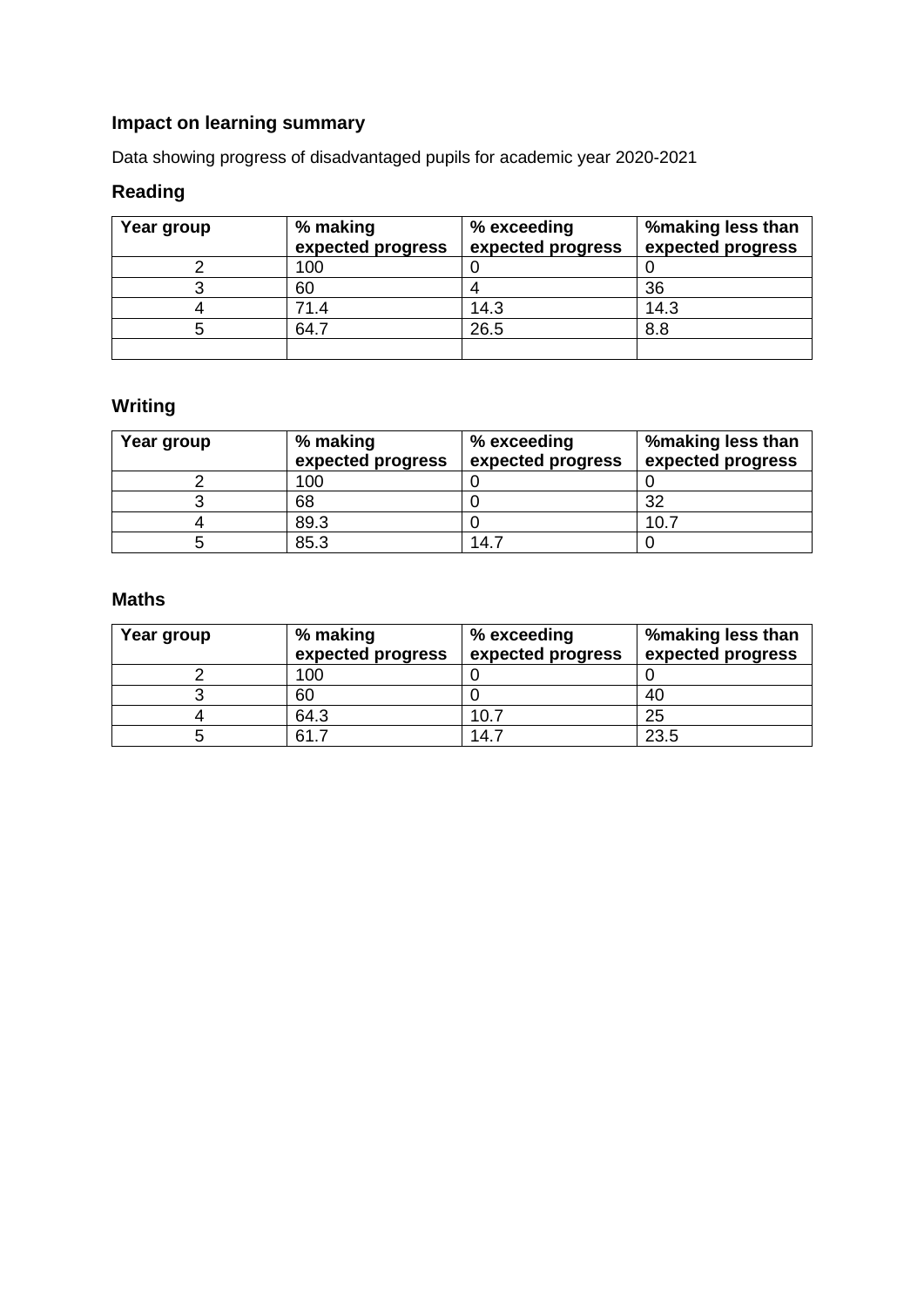## Impact on learning summary

Data showing progress of disadvantaged pupils for academic year 2020-2021

### Reading

| Year group | % making expected progress | % exceeding expected progress | %making less than expected progress |
|---|---|---|---|
| 2 | 100 | 0 | 0 |
| 3 | 60 | 4 | 36 |
| 4 | 71.4 | 14.3 | 14.3 |
| 5 | 64.7 | 26.5 | 8.8 |
| | | | |

### Writing

| Year group | % making expected progress | % exceeding expected progress | %making less than expected progress |
|---|---|---|---|
| 2 | 100 | 0 | 0 |
| 3 | 68 | 0 | 32 |
| 4 | 89.3 | 0 | 10.7 |
| 5 | 85.3 | 14.7 | 0 |

### Maths

| Year group | % making expected progress | % exceeding expected progress | %making less than expected progress |
|---|---|---|---|
| 2 | 100 | 0 | 0 |
| 3 | 60 | 0 | 40 |
| 4 | 64.3 | 10.7 | 25 |
| 5 | 61.7 | 14.7 | 23.5 |